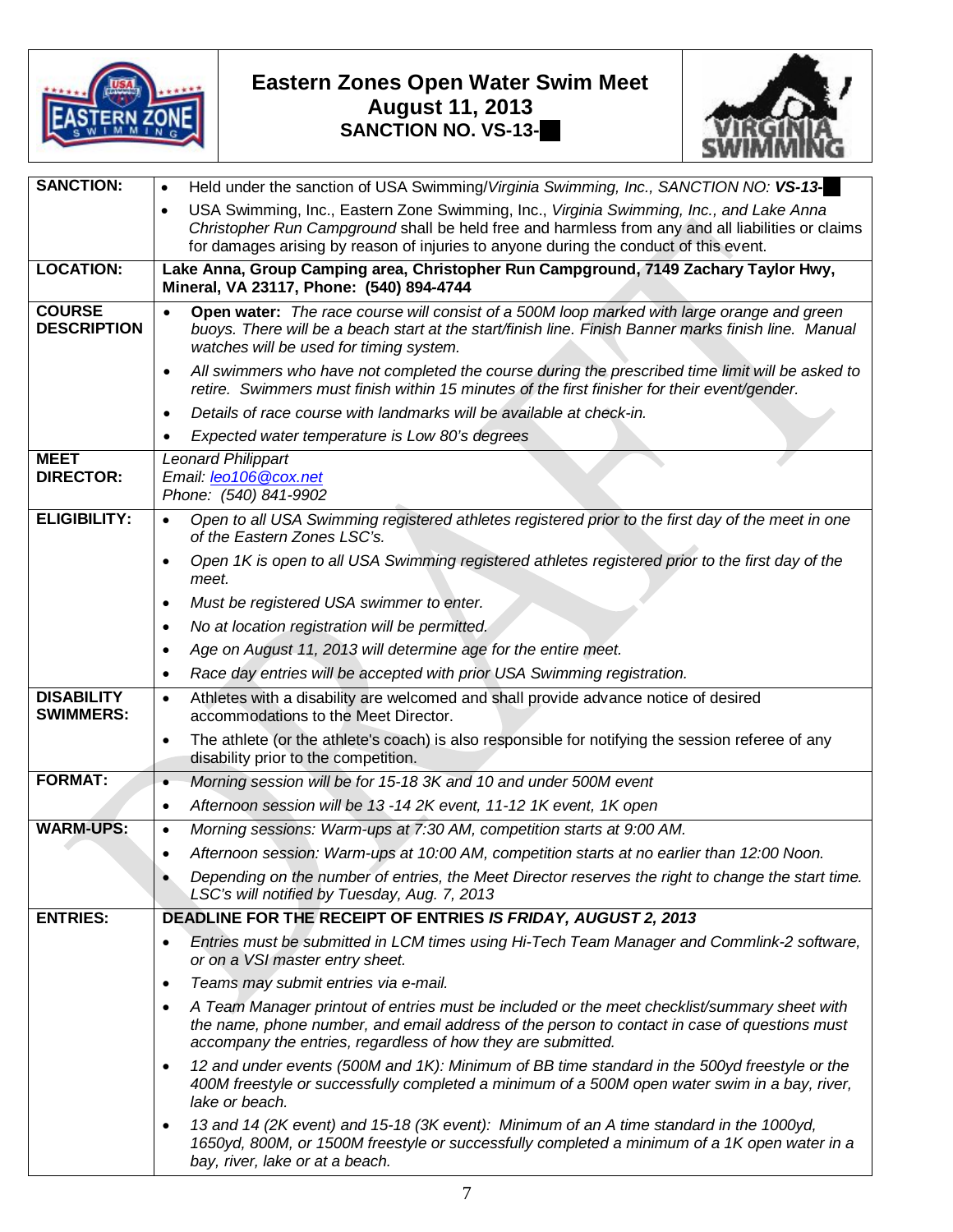# Eastern Zones Open Water Swim Meet
## August 11, 2013
### SANCTION NO. VS-13-

| | |
|---|---|
| **SANCTION:** | • Held under the sanction of USA Swimming/*Virginia Swimming, Inc., SANCTION NO:* ***VS-13-***<br>• USA Swimming, Inc., Eastern Zone Swimming, Inc., *Virginia Swimming, Inc., and Lake Anna Christopher Run Campground* shall be held free and harmless from any and all liabilities or claims for damages arising by reason of injuries to anyone during the conduct of this event. |
| **LOCATION:** | **Lake Anna, Group Camping area, Christopher Run Campground, 7149 Zachary Taylor Hwy, Mineral, VA 23117, Phone: (540) 894-4744** |
| **COURSE DESCRIPTION** | • **Open water:** *The race course will consist of a 500M loop marked with large orange and green buoys. There will be a beach start at the start/finish line. Finish Banner marks finish line. Manual watches will be used for timing system.*<br>• *All swimmers who have not completed the course during the prescribed time limit will be asked to retire. Swimmers must finish within 15 minutes of the first finisher for their event/gender.*<br>• *Details of race course with landmarks will be available at check-in.*<br>• *Expected water temperature is Low 80's degrees* |
| **MEET DIRECTOR:** | *Leonard Philippart*<br>*Email: leo106@cox.net*<br>*Phone: (540) 841-9902* |
| **ELIGIBILITY:** | • *Open to all USA Swimming registered athletes registered prior to the first day of the meet in one of the Eastern Zones LSC's.*<br>• *Open 1K is open to all USA Swimming registered athletes registered prior to the first day of the meet.*<br>• *Must be registered USA swimmer to enter.*<br>• *No at location registration will be permitted.*<br>• *Age on August 11, 2013 will determine age for the entire meet.*<br>• *Race day entries will be accepted with prior USA Swimming registration.* |
| **DISABILITY SWIMMERS:** | • Athletes with a disability are welcomed and shall provide advance notice of desired accommodations to the Meet Director.<br>• The athlete (or the athlete's coach) is also responsible for notifying the session referee of any disability prior to the competition. |
| **FORMAT:** | • *Morning session will be for 15-18 3K and 10 and under 500M event*<br>• *Afternoon session will be 13 -14 2K event, 11-12 1K event, 1K open* |
| **WARM-UPS:** | • *Morning sessions: Warm-ups at 7:30 AM, competition starts at 9:00 AM.*<br>• *Afternoon session: Warm-ups at 10:00 AM, competition starts at no earlier than 12:00 Noon.*<br>• *Depending on the number of entries, the Meet Director reserves the right to change the start time. LSC's will notified by Tuesday, Aug. 7, 2013* |
| **ENTRIES:** | **DEADLINE FOR THE RECEIPT OF ENTRIES *IS FRIDAY, AUGUST 2, 2013***<br>• *Entries must be submitted in LCM times using Hi-Tech Team Manager and Commlink-2 software, or on a VSI master entry sheet.*<br>• *Teams may submit entries via e-mail.*<br>• *A Team Manager printout of entries must be included or the meet checklist/summary sheet with the name, phone number, and email address of the person to contact in case of questions must accompany the entries, regardless of how they are submitted.*<br>• *12 and under events (500M and 1K): Minimum of BB time standard in the 500yd freestyle or the 400M freestyle or successfully completed a minimum of a 500M open water swim in a bay, river, lake or beach.*<br>• *13 and 14 (2K event) and 15-18 (3K event): Minimum of an A time standard in the 1000yd, 1650yd, 800M, or 1500M freestyle or successfully completed a minimum of a 1K open water in a bay, river, lake or at a beach.* |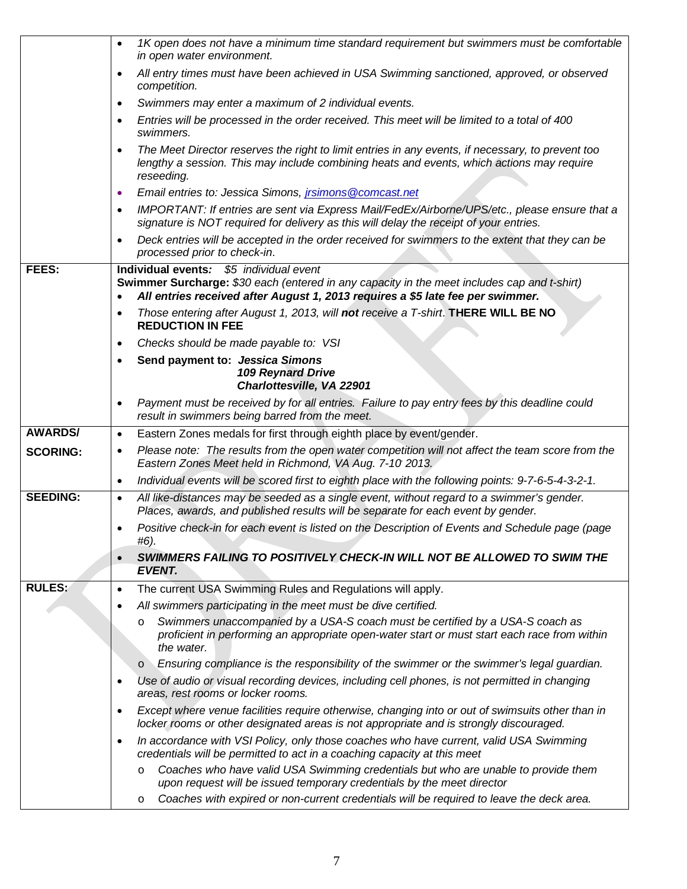| | |
|---|---|
| | • *1K open does not have a minimum time standard requirement but swimmers must be comfortable in open water environment.*<br>• *All entry times must have been achieved in USA Swimming sanctioned, approved, or observed competition.*<br>• *Swimmers may enter a maximum of 2 individual events.*<br>• *Entries will be processed in the order received. This meet will be limited to a total of 400 swimmers.*<br>• *The Meet Director reserves the right to limit entries in any events, if necessary, to prevent too lengthy a session. This may include combining heats and events, which actions may require reseeding.*<br>• *Email entries to: Jessica Simons, jrsimons@comcast.net*<br>• *IMPORTANT: If entries are sent via Express Mail/FedEx/Airborne/UPS/etc., please ensure that a signature is NOT required for delivery as this will delay the receipt of your entries.*<br>• *Deck entries will be accepted in the order received for swimmers to the extent that they can be processed prior to check-in.* |
| **FEES:** | **Individual events***:* *$5 individual event*<br>**Swimmer Surcharge:** *$30 each (entered in any capacity in the meet includes cap and t-shirt)*<br>• ***All entries received after August 1, 2013 requires a $5 late fee per swimmer.***<br>• *Those entering after August 1, 2013, will **not** receive a T-shirt*. **THERE WILL BE NO REDUCTION IN FEE**<br>• *Checks should be made payable to: VSI*<br>• **Send payment to:** ***Jessica Simons<br>109 Reynard Drive<br>Charlottesville, VA 22901***<br>• *Payment must be received by for all entries. Failure to pay entry fees by this deadline could result in swimmers being barred from the meet.* |
| **AWARDS/ SCORING:** | • Eastern Zones medals for first through eighth place by event/gender.<br>• *Please note: The results from the open water competition will not affect the team score from the Eastern Zones Meet held in Richmond, VA Aug. 7-10 2013.*<br>• *Individual events will be scored first to eighth place with the following points: 9-7-6-5-4-3-2-1.* |
| **SEEDING:** | • *All like-distances may be seeded as a single event, without regard to a swimmer's gender. Places, awards, and published results will be separate for each event by gender.*<br>• *Positive check-in for each event is listed on the Description of Events and Schedule page (page #6).*<br>• ***SWIMMERS FAILING TO POSITIVELY CHECK-IN WILL NOT BE ALLOWED TO SWIM THE EVENT.*** |
| **RULES:** | • The current USA Swimming Rules and Regulations will apply.<br>• *All swimmers participating in the meet must be dive certified.*<br>  o *Swimmers unaccompanied by a USA-S coach must be certified by a USA-S coach as proficient in performing an appropriate open-water start or must start each race from within the water.*<br>  o *Ensuring compliance is the responsibility of the swimmer or the swimmer's legal guardian.*<br>• *Use of audio or visual recording devices, including cell phones, is not permitted in changing areas, rest rooms or locker rooms.*<br>• *Except where venue facilities require otherwise, changing into or out of swimsuits other than in locker rooms or other designated areas is not appropriate and is strongly discouraged.*<br>• *In accordance with VSI Policy, only those coaches who have current, valid USA Swimming credentials will be permitted to act in a coaching capacity at this meet*<br>  o *Coaches who have valid USA Swimming credentials but who are unable to provide them upon request will be issued temporary credentials by the meet director*<br>  o *Coaches with expired or non-current credentials will be required to leave the deck area.* |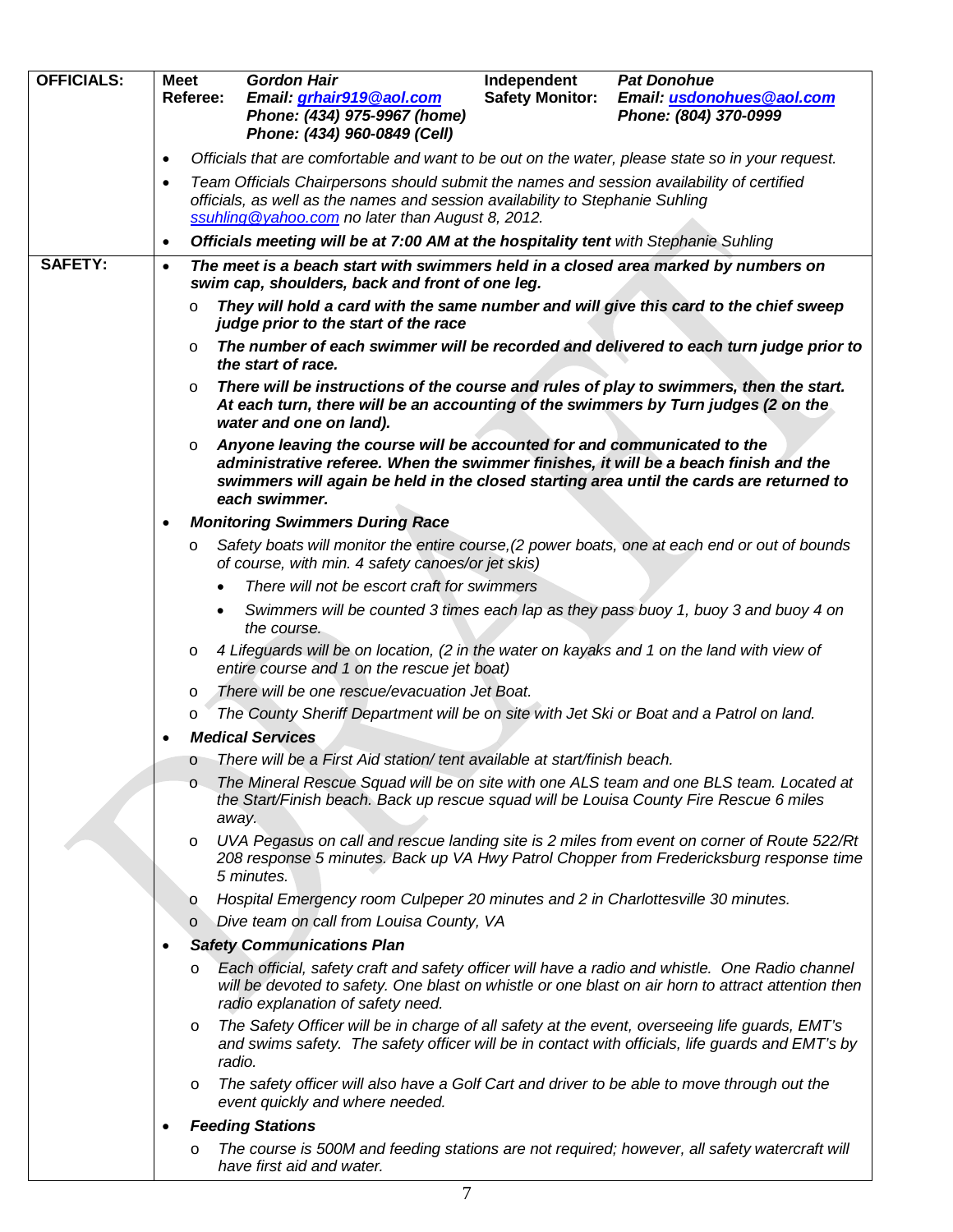| | |
|---|---|
| **OFFICIALS:** | **Meet Referee:** ***Gordon Hair*** ***Email: grhair919@aol.com*** ***Phone: (434) 975-9967 (home)*** ***Phone: (434) 960-0849 (Cell)*** **Independent Safety Monitor:** ***Pat Donohue*** ***Email: usdonohues@aol.com*** ***Phone: (804) 370-0999*** <br>• *Officials that are comfortable and want to be out on the water, please state so in your request.* <br>• *Team Officials Chairpersons should submit the names and session availability of certified officials, as well as the names and session availability to Stephanie Suhling ssuhling@yahoo.com no later than August 8, 2012.* <br>• ***Officials meeting will be at 7:00 AM at the hospitality tent*** *with Stephanie Suhling* |
| **SAFETY:** | • ***The meet is a beach start with swimmers held in a closed area marked by numbers on swim cap, shoulders, back and front of one leg.*** <br>o ***They will hold a card with the same number and will give this card to the chief sweep judge prior to the start of the race*** <br>o ***The number of each swimmer will be recorded and delivered to each turn judge prior to the start of race.*** <br>o ***There will be instructions of the course and rules of play to swimmers, then the start. At each turn, there will be an accounting of the swimmers by Turn judges (2 on the water and one on land).*** <br>o ***Anyone leaving the course will be accounted for and communicated to the administrative referee. When the swimmer finishes, it will be a beach finish and the swimmers will again be held in the closed starting area until the cards are returned to each swimmer.*** <br>• ***Monitoring Swimmers During Race*** <br>o *Safety boats will monitor the entire course,(2 power boats, one at each end or out of bounds of course, with min. 4 safety canoes/or jet skis)* <br>• *There will not be escort craft for swimmers* <br>• *Swimmers will be counted 3 times each lap as they pass buoy 1, buoy 3 and buoy 4 on the course.* <br>o *4 Lifeguards will be on location, (2 in the water on kayaks and 1 on the land with view of entire course and 1 on the rescue jet boat)* <br>o *There will be one rescue/evacuation Jet Boat.* <br>o *The County Sheriff Department will be on site with Jet Ski or Boat and a Patrol on land.* <br>• ***Medical Services*** <br>o *There will be a First Aid station/ tent available at start/finish beach.* <br>o *The Mineral Rescue Squad will be on site with one ALS team and one BLS team. Located at the Start/Finish beach. Back up rescue squad will be Louisa County Fire Rescue 6 miles away.* <br>o *UVA Pegasus on call and rescue landing site is 2 miles from event on corner of Route 522/Rt 208 response 5 minutes. Back up VA Hwy Patrol Chopper from Fredericksburg response time 5 minutes.* <br>o *Hospital Emergency room Culpeper 20 minutes and 2 in Charlottesville 30 minutes.* <br>o *Dive team on call from Louisa County, VA* <br>• ***Safety Communications Plan*** <br>o *Each official, safety craft and safety officer will have a radio and whistle. One Radio channel will be devoted to safety. One blast on whistle or one blast on air horn to attract attention then radio explanation of safety need.* <br>o *The Safety Officer will be in charge of all safety at the event, overseeing life guards, EMT's and swims safety. The safety officer will be in contact with officials, life guards and EMT's by radio.* <br>o *The safety officer will also have a Golf Cart and driver to be able to move through out the event quickly and where needed.* <br>• ***Feeding Stations*** <br>o *The course is 500M and feeding stations are not required; however, all safety watercraft will have first aid and water.* |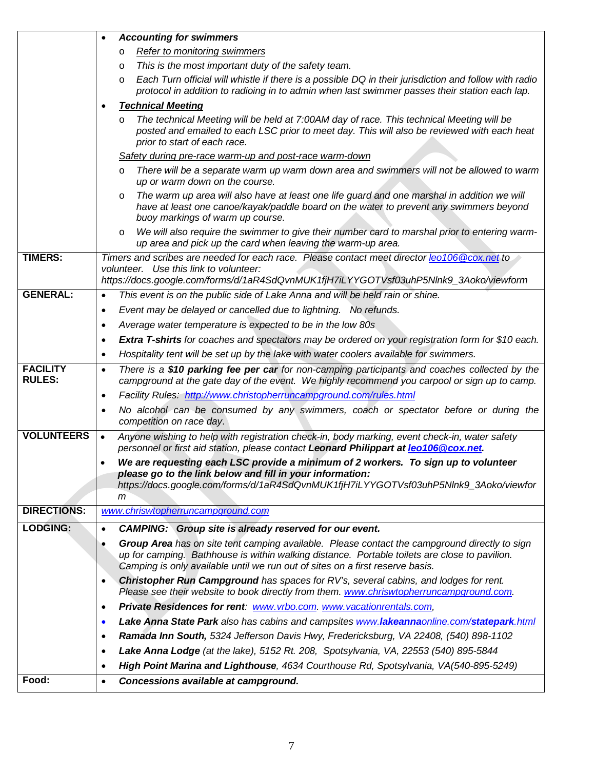| | |
|---|---|
| | • ***Accounting for swimmers***<br>  ○ *Refer to monitoring swimmers*<br>  ○ *This is the most important duty of the safety team.*<br>  ○ *Each Turn official will whistle if there is a possible DQ in their jurisdiction and follow with radio protocol in addition to radioing in to admin when last swimmer passes their station each lap.*<br>• ***Technical Meeting***<br>  ○ *The technical Meeting will be held at 7:00AM day of race. This technical Meeting will be posted and emailed to each LSC prior to meet day. This will also be reviewed with each heat prior to start of each race.*<br>*Safety during pre-race warm-up and post-race warm-down*<br>  ○ *There will be a separate warm up warm down area and swimmers will not be allowed to warm up or warm down on the course.*<br>  ○ *The warm up area will also have at least one life guard and one marshal in addition we will have at least one canoe/kayak/paddle board on the water to prevent any swimmers beyond buoy markings of warm up course.*<br>  ○ *We will also require the swimmer to give their number card to marshal prior to entering warm-up area and pick up the card when leaving the warm-up area.* |
| **TIMERS:** | *Timers and scribes are needed for each race. Please contact meet director leo106@cox.net to volunteer. Use this link to volunteer: https://docs.google.com/forms/d/1aR4SdQvnMUK1fjH7iLYYGOTVsf03uhP5Nlnk9_3Aoko/viewform* |
| **GENERAL:** | • *This event is on the public side of Lake Anna and will be held rain or shine.*<br>• *Event may be delayed or cancelled due to lightning. No refunds.*<br>• *Average water temperature is expected to be in the low 80s*<br>• ***Extra T-shirts** for coaches and spectators may be ordered on your registration form for $10 each.*<br>• *Hospitality tent will be set up by the lake with water coolers available for swimmers.* |
| **FACILITY RULES:** | • *There is a **$10 parking fee per car** for non-camping participants and coaches collected by the campground at the gate day of the event. We highly recommend you carpool or sign up to camp.*<br>• *Facility Rules: http://www.christopherruncampground.com/rules.html*<br>• *No alcohol can be consumed by any swimmers, coach or spectator before or during the competition on race day.* |
| **VOLUNTEERS** | • *Anyone wishing to help with registration check-in, body marking, event check-in, water safety personnel or first aid station, please contact **Leonard Philippart at leo106@cox.net**.*<br>• ***We are requesting each LSC provide a minimum of 2 workers. To sign up to volunteer please go to the link below and fill in your information:*** *https://docs.google.com/forms/d/1aR4SdQvnMUK1fjH7iLYYGOTVsf03uhP5Nlnk9_3Aoko/viewform* |
| **DIRECTIONS:** | *www.chriswtopherruncampground.com* |
| **LODGING:** | • ***CAMPING: Group site is already reserved for our event.***<br>• ***Group Area** has on site tent camping available. Please contact the campground directly to sign up for camping. Bathhouse is within walking distance. Portable toilets are close to pavilion. Camping is only available until we run out of sites on a first reserve basis.*<br>• ***Christopher Run Campground** has spaces for RV's, several cabins, and lodges for rent. Please see their website to book directly from them. www.chriswtopherruncampground.com.*<br>• ***Private Residences for rent**: www.vrbo.com. www.vacationrentals.com,*<br>• ***Lake Anna State Park** also has cabins and campsites www.lakeannaonline.com/statepark.html*<br>• ***Ramada Inn South,** 5324 Jefferson Davis Hwy, Fredericksburg, VA 22408, (540) 898-1102*<br>• ***Lake Anna Lodge** (at the lake), 5152 Rt. 208, Spotsylvania, VA, 22553 (540) 895-5844*<br>• ***High Point Marina and Lighthouse**, 4634 Courthouse Rd, Spotsylvania, VA(540-895-5249)* |
| **Food:** | • ***Concessions available at campground.*** |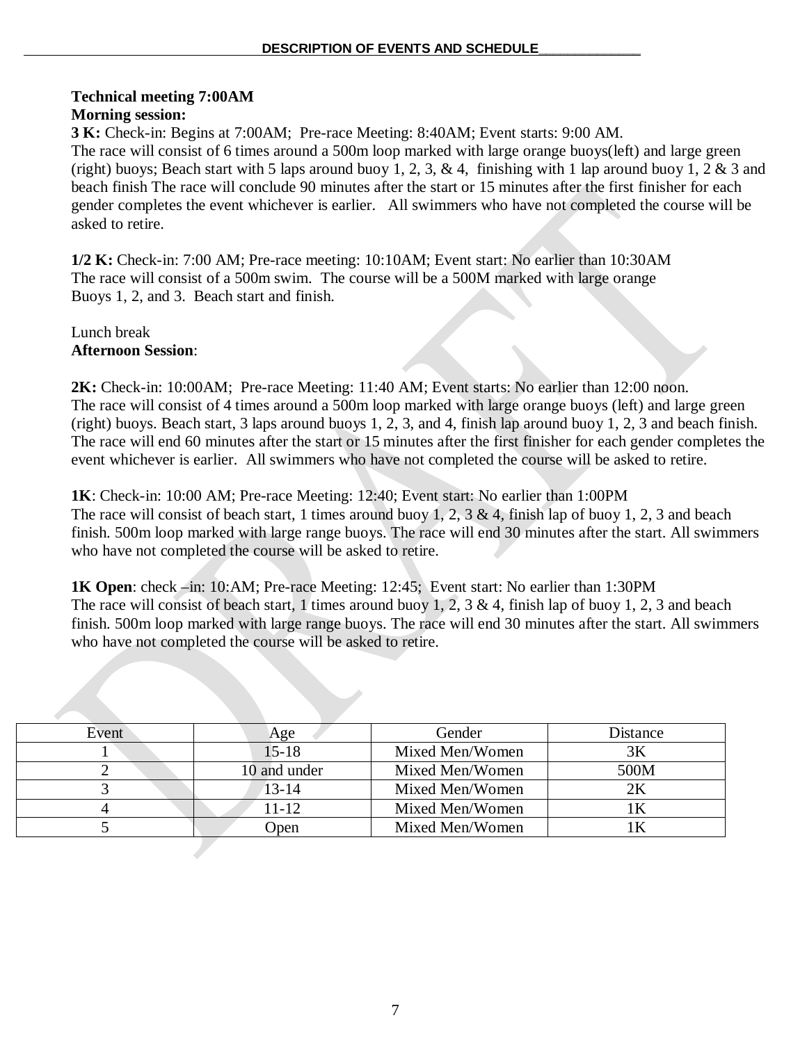## DESCRIPTION OF EVENTS AND SCHEDULE

**Technical meeting 7:00AM**

**Morning session:**

**3 K:** Check-in: Begins at 7:00AM; Pre-race Meeting: 8:40AM; Event starts: 9:00 AM.
The race will consist of 6 times around a 500m loop marked with large orange buoys(left) and large green (right) buoys; Beach start with 5 laps around buoy 1, 2, 3, & 4, finishing with 1 lap around buoy 1, 2 & 3 and beach finish The race will conclude 90 minutes after the start or 15 minutes after the first finisher for each gender completes the event whichever is earlier. All swimmers who have not completed the course will be asked to retire.

**1/2 K:** Check-in: 7:00 AM; Pre-race meeting: 10:10AM; Event start: No earlier than 10:30AM
The race will consist of a 500m swim. The course will be a 500M marked with large orange Buoys 1, 2, and 3. Beach start and finish.

Lunch break

**Afternoon Session**:

**2K:** Check-in: 10:00AM; Pre-race Meeting: 11:40 AM; Event starts: No earlier than 12:00 noon.
The race will consist of 4 times around a 500m loop marked with large orange buoys (left) and large green (right) buoys. Beach start, 3 laps around buoys 1, 2, 3, and 4, finish lap around buoy 1, 2, 3 and beach finish. The race will end 60 minutes after the start or 15 minutes after the first finisher for each gender completes the event whichever is earlier. All swimmers who have not completed the course will be asked to retire.

**1K**: Check-in: 10:00 AM; Pre-race Meeting: 12:40; Event start: No earlier than 1:00PM
The race will consist of beach start, 1 times around buoy 1, 2, 3 & 4, finish lap of buoy 1, 2, 3 and beach finish. 500m loop marked with large range buoys. The race will end 30 minutes after the start. All swimmers who have not completed the course will be asked to retire.

**1K Open**: check –in: 10:AM; Pre-race Meeting: 12:45; Event start: No earlier than 1:30PM
The race will consist of beach start, 1 times around buoy 1, 2, 3 & 4, finish lap of buoy 1, 2, 3 and beach finish. 500m loop marked with large range buoys. The race will end 30 minutes after the start. All swimmers who have not completed the course will be asked to retire.

| Event | Age | Gender | Distance |
|---|---|---|---|
| 1 | 15-18 | Mixed Men/Women | 3K |
| 2 | 10 and under | Mixed Men/Women | 500M |
| 3 | 13-14 | Mixed Men/Women | 2K |
| 4 | 11-12 | Mixed Men/Women | 1K |
| 5 | Open | Mixed Men/Women | 1K |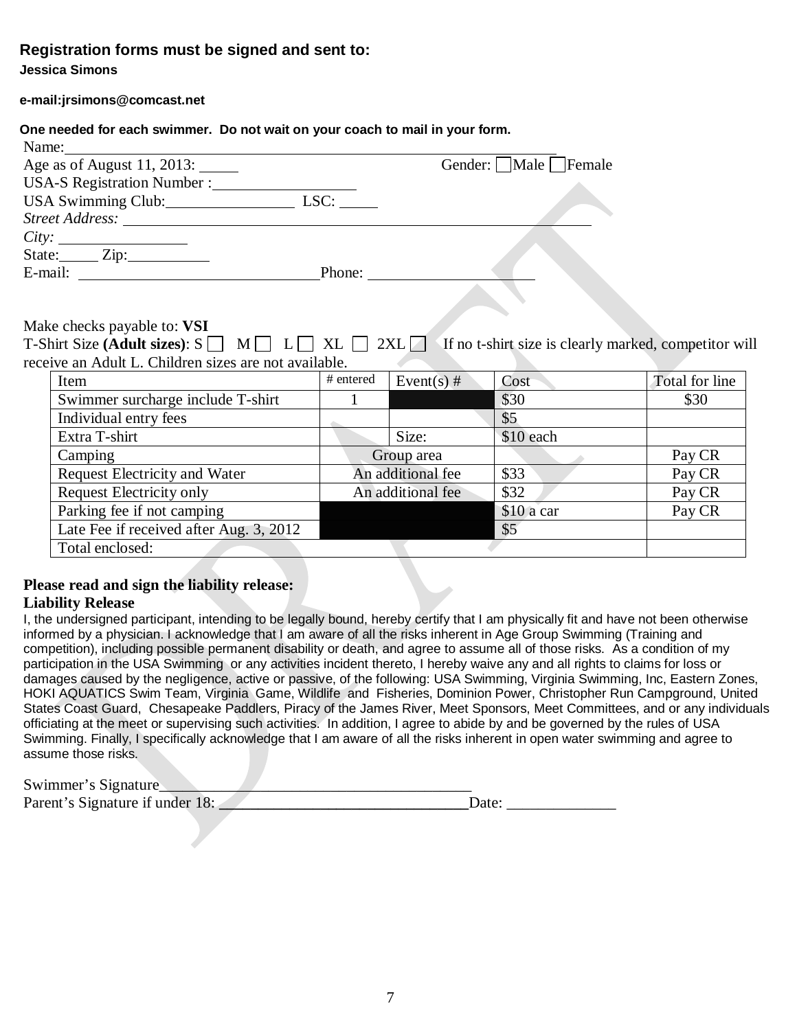## Registration forms must be signed and sent to:

**Jessica Simons**

**e-mail:jrsimons@comcast.net**

**One needed for each swimmer. Do not wait on your coach to mail in your form.**

Name: \_\_\_\_\_\_\_\_\_\_\_\_\_\_\_\_\_\_\_\_\_\_\_\_\_\_\_\_\_\_\_\_\_\_\_\_\_\_\_\_\_\_\_\_\_\_

Age as of August 11, 2013: \_\_\_\_\_ Gender: ☐ Male ☐ Female

USA-S Registration Number : \_\_\_\_\_\_\_\_\_\_\_\_\_\_\_\_\_\_

USA Swimming Club: \_\_\_\_\_\_\_\_\_\_\_\_\_\_\_\_ LSC: \_\_\_\_\_

*Street Address:* \_\_\_\_\_\_\_\_\_\_\_\_\_\_\_\_\_\_\_\_\_\_\_\_\_\_\_\_\_\_\_\_\_\_\_\_\_\_\_\_\_\_\_\_\_\_

*City:* \_\_\_\_\_\_\_\_\_\_\_\_\_\_\_\_

State: \_\_\_\_\_ Zip: \_\_\_\_\_\_\_\_\_\_

E-mail: \_\_\_\_\_\_\_\_\_\_\_\_\_\_\_\_\_\_\_\_\_\_\_\_\_\_\_\_\_\_ Phone: \_\_\_\_\_\_\_\_\_\_\_\_\_\_\_\_\_\_\_\_\_

Make checks payable to: **VSI**

T-Shirt Size **(Adult sizes)**: S ☐ M ☐ L ☐ XL ☐ 2XL ☐ If no t-shirt size is clearly marked, competitor will receive an Adult L. Children sizes are not available.

| Item | # entered | Event(s) # | Cost | Total for line |
|---|---|---|---|---|
| Swimmer surcharge include T-shirt | 1 | | $30 | $30 |
| Individual entry fees | | | $5 | |
| Extra T-shirt | | Size: | $10 each | |
| Camping | Group area | | | Pay CR |
| Request Electricity and Water | An additional fee | | $33 | Pay CR |
| Request Electricity only | An additional fee | | $32 | Pay CR |
| Parking fee if not camping | | | $10 a car | Pay CR |
| Late Fee if received after Aug. 3, 2012 | | | $5 | |
| Total enclosed: | | | | |

**Please read and sign the liability release:**

**Liability Release**

I, the undersigned participant, intending to be legally bound, hereby certify that I am physically fit and have not been otherwise informed by a physician. I acknowledge that I am aware of all the risks inherent in Age Group Swimming (Training and competition), including possible permanent disability or death, and agree to assume all of those risks. As a condition of my participation in the USA Swimming or any activities incident thereto, I hereby waive any and all rights to claims for loss or damages caused by the negligence, active or passive, of the following: USA Swimming, Virginia Swimming, Inc, Eastern Zones, HOKI AQUATICS Swim Team, Virginia Game, Wildlife and Fisheries, Dominion Power, Christopher Run Campground, United States Coast Guard, Chesapeake Paddlers, Piracy of the James River, Meet Sponsors, Meet Committees, and or any individuals officiating at the meet or supervising such activities. In addition, I agree to abide by and be governed by the rules of USA Swimming. Finally, I specifically acknowledge that I am aware of all the risks inherent in open water swimming and agree to assume those risks.

Swimmer's Signature\_\_\_\_\_\_\_\_\_\_\_\_\_\_\_\_\_\_\_\_\_\_\_\_\_\_\_\_\_\_\_\_\_\_\_\_\_\_\_\_

Parent's Signature if under 18: \_\_\_\_\_\_\_\_\_\_\_\_\_\_\_\_\_\_\_\_\_\_\_\_\_\_\_\_\_\_\_\_ Date: \_\_\_\_\_\_\_\_\_\_\_\_\_\_